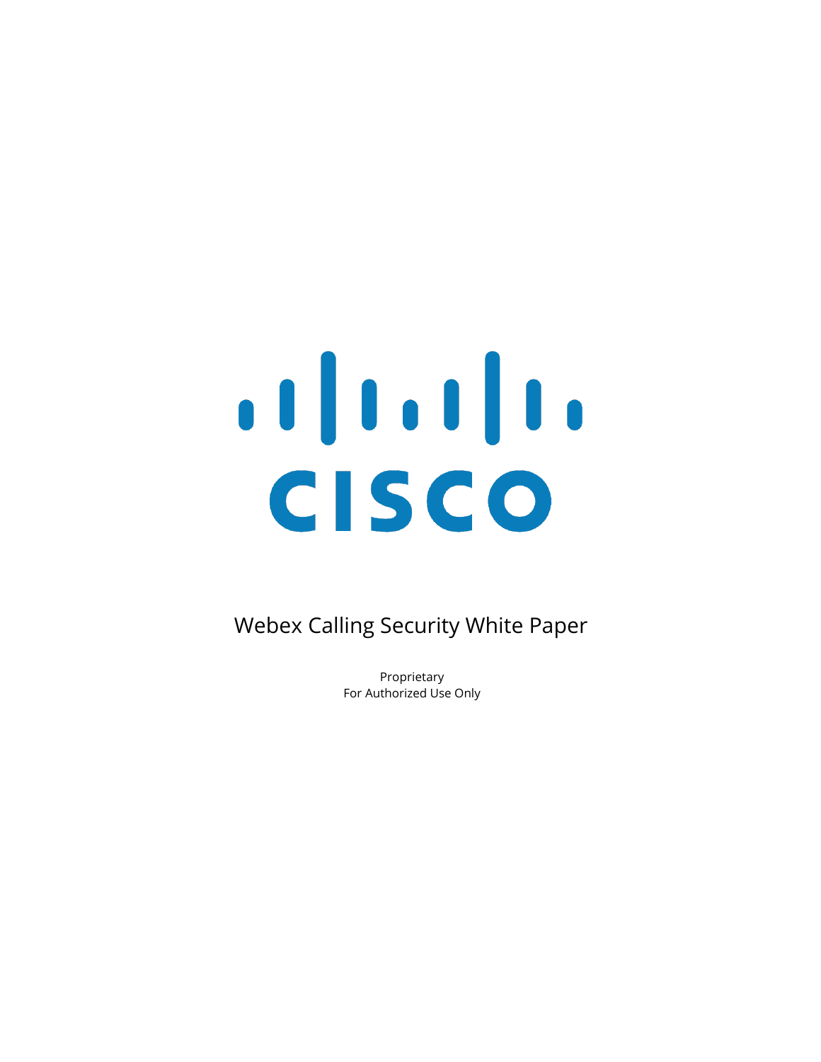# Webex Calling Security White Paper

Proprietary
For Authorized Use Only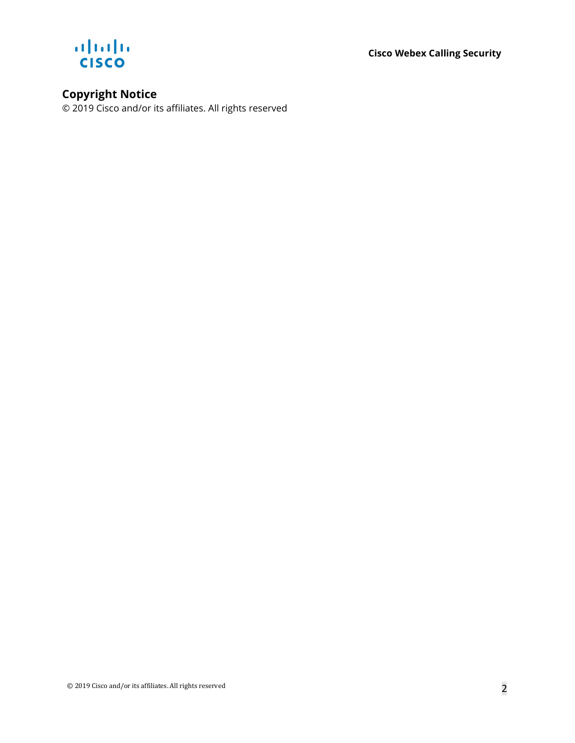## Copyright Notice

© 2019 Cisco and/or its affiliates. All rights reserved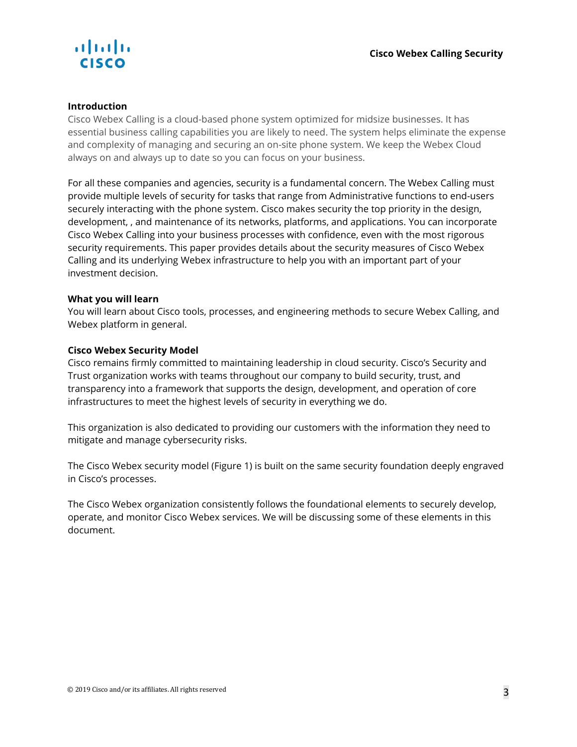## Introduction

Cisco Webex Calling is a cloud-based phone system optimized for midsize businesses. It has essential business calling capabilities you are likely to need. The system helps eliminate the expense and complexity of managing and securing an on-site phone system. We keep the Webex Cloud always on and always up to date so you can focus on your business.

For all these companies and agencies, security is a fundamental concern. The Webex Calling must provide multiple levels of security for tasks that range from Administrative functions to end-users securely interacting with the phone system. Cisco makes security the top priority in the design, development, , and maintenance of its networks, platforms, and applications. You can incorporate Cisco Webex Calling into your business processes with confidence, even with the most rigorous security requirements. This paper provides details about the security measures of Cisco Webex Calling and its underlying Webex infrastructure to help you with an important part of your investment decision.

## What you will learn

You will learn about Cisco tools, processes, and engineering methods to secure Webex Calling, and Webex platform in general.

## Cisco Webex Security Model

Cisco remains firmly committed to maintaining leadership in cloud security. Cisco's Security and Trust organization works with teams throughout our company to build security, trust, and transparency into a framework that supports the design, development, and operation of core infrastructures to meet the highest levels of security in everything we do.

This organization is also dedicated to providing our customers with the information they need to mitigate and manage cybersecurity risks.

The Cisco Webex security model (Figure 1) is built on the same security foundation deeply engraved in Cisco's processes.

The Cisco Webex organization consistently follows the foundational elements to securely develop, operate, and monitor Cisco Webex services. We will be discussing some of these elements in this document.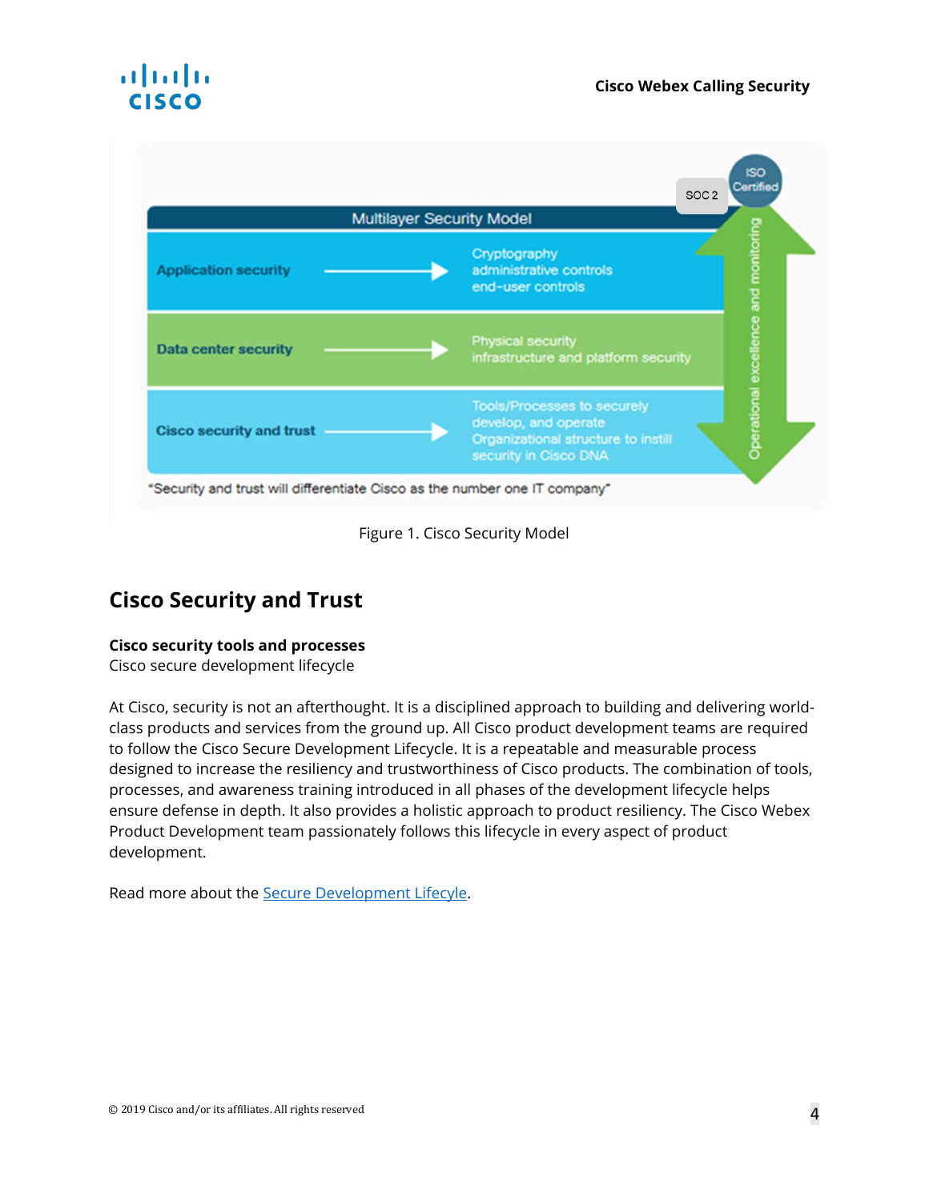**Multilayer Security Model**

| Layer | Components |
| --- | --- |
| Application security | Cryptography, administrative controls, end-user controls |
| Data center security | Physical security, infrastructure and platform security |
| Cisco security and trust | Tools/Processes to securely develop, and operate; Organizational structure to instill security in Cisco DNA |

SOC 2 | ISO Certified | Operational excellence and monitoring

"Security and trust will differentiate Cisco as the number one IT company"

Figure 1. Cisco Security Model

## Cisco Security and Trust

**Cisco security tools and processes**
Cisco secure development lifecycle

At Cisco, security is not an afterthought. It is a disciplined approach to building and delivering world-class products and services from the ground up. All Cisco product development teams are required to follow the Cisco Secure Development Lifecycle. It is a repeatable and measurable process designed to increase the resiliency and trustworthiness of Cisco products. The combination of tools, processes, and awareness training introduced in all phases of the development lifecycle helps ensure defense in depth. It also provides a holistic approach to product resiliency. The Cisco Webex Product Development team passionately follows this lifecycle in every aspect of product development.

Read more about the Secure Development Lifecyle.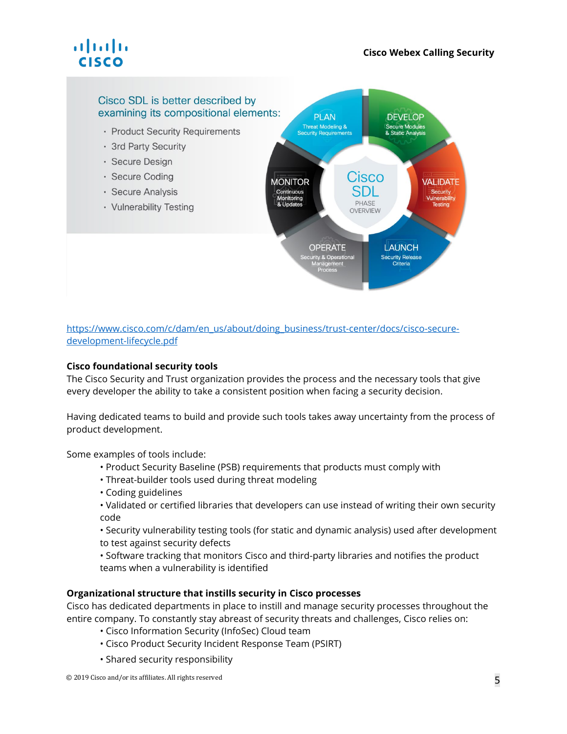Cisco SDL is better described by examining its compositional elements:

- Product Security Requirements
- 3rd Party Security
- Secure Design
- Secure Coding
- Secure Analysis
- Vulnerability Testing

PLAN — Threat Modeling & Security Requirements

DEVELOP — Secure Modules & Static Analysis

VALIDATE — Security Vulnerability Testing

LAUNCH — Security Release Criteria

OPERATE — Security & Operational Management Process

MONITOR — Continuous Monitoring & Updates

Cisco SDL PHASE OVERVIEW

https://www.cisco.com/c/dam/en_us/about/doing_business/trust-center/docs/cisco-secure-development-lifecycle.pdf

**Cisco foundational security tools**

The Cisco Security and Trust organization provides the process and the necessary tools that give every developer the ability to take a consistent position when facing a security decision.

Having dedicated teams to build and provide such tools takes away uncertainty from the process of product development.

Some examples of tools include:

- Product Security Baseline (PSB) requirements that products must comply with
- Threat-builder tools used during threat modeling
- Coding guidelines
- Validated or certified libraries that developers can use instead of writing their own security code
- Security vulnerability testing tools (for static and dynamic analysis) used after development to test against security defects
- Software tracking that monitors Cisco and third-party libraries and notifies the product teams when a vulnerability is identified

**Organizational structure that instills security in Cisco processes**

Cisco has dedicated departments in place to instill and manage security processes throughout the entire company. To constantly stay abreast of security threats and challenges, Cisco relies on:

- Cisco Information Security (InfoSec) Cloud team
- Cisco Product Security Incident Response Team (PSIRT)
- Shared security responsibility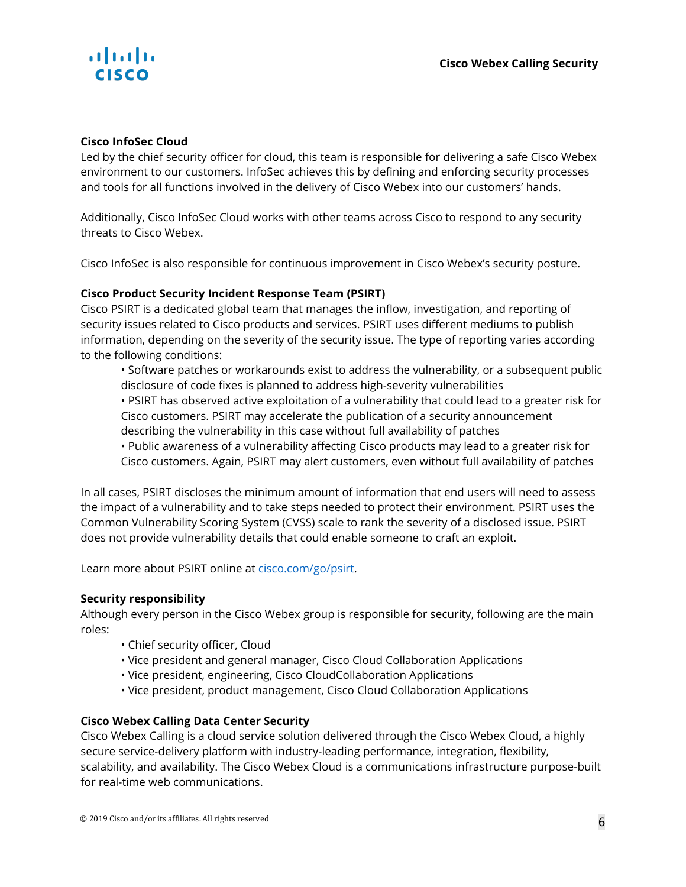## Cisco InfoSec Cloud

Led by the chief security officer for cloud, this team is responsible for delivering a safe Cisco Webex environment to our customers. InfoSec achieves this by defining and enforcing security processes and tools for all functions involved in the delivery of Cisco Webex into our customers' hands.

Additionally, Cisco InfoSec Cloud works with other teams across Cisco to respond to any security threats to Cisco Webex.

Cisco InfoSec is also responsible for continuous improvement in Cisco Webex's security posture.

## Cisco Product Security Incident Response Team (PSIRT)

Cisco PSIRT is a dedicated global team that manages the inflow, investigation, and reporting of security issues related to Cisco products and services. PSIRT uses different mediums to publish information, depending on the severity of the security issue. The type of reporting varies according to the following conditions:

- Software patches or workarounds exist to address the vulnerability, or a subsequent public disclosure of code fixes is planned to address high-severity vulnerabilities
- PSIRT has observed active exploitation of a vulnerability that could lead to a greater risk for Cisco customers. PSIRT may accelerate the publication of a security announcement describing the vulnerability in this case without full availability of patches
- Public awareness of a vulnerability affecting Cisco products may lead to a greater risk for Cisco customers. Again, PSIRT may alert customers, even without full availability of patches

In all cases, PSIRT discloses the minimum amount of information that end users will need to assess the impact of a vulnerability and to take steps needed to protect their environment. PSIRT uses the Common Vulnerability Scoring System (CVSS) scale to rank the severity of a disclosed issue. PSIRT does not provide vulnerability details that could enable someone to craft an exploit.

Learn more about PSIRT online at [cisco.com/go/psirt](cisco.com/go/psirt).

## Security responsibility

Although every person in the Cisco Webex group is responsible for security, following are the main roles:

- Chief security officer, Cloud
- Vice president and general manager, Cisco Cloud Collaboration Applications
- Vice president, engineering, Cisco CloudCollaboration Applications
- Vice president, product management, Cisco Cloud Collaboration Applications

## Cisco Webex Calling Data Center Security

Cisco Webex Calling is a cloud service solution delivered through the Cisco Webex Cloud, a highly secure service-delivery platform with industry-leading performance, integration, flexibility, scalability, and availability. The Cisco Webex Cloud is a communications infrastructure purpose-built for real-time web communications.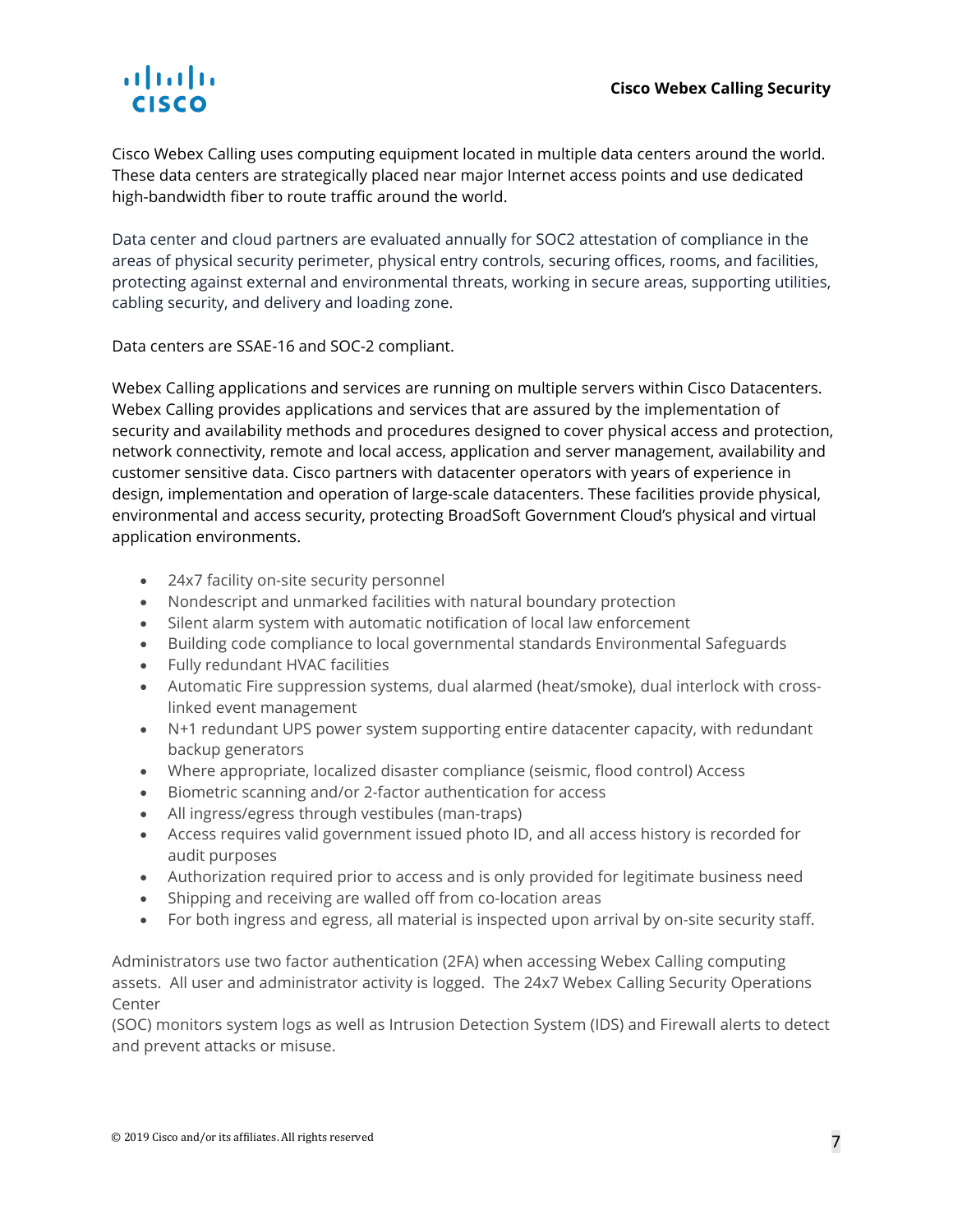Cisco Webex Calling uses computing equipment located in multiple data centers around the world. These data centers are strategically placed near major Internet access points and use dedicated high-bandwidth fiber to route traffic around the world.

Data center and cloud partners are evaluated annually for SOC2 attestation of compliance in the areas of physical security perimeter, physical entry controls, securing offices, rooms, and facilities, protecting against external and environmental threats, working in secure areas, supporting utilities, cabling security, and delivery and loading zone.

Data centers are SSAE-16 and SOC-2 compliant.

Webex Calling applications and services are running on multiple servers within Cisco Datacenters. Webex Calling provides applications and services that are assured by the implementation of security and availability methods and procedures designed to cover physical access and protection, network connectivity, remote and local access, application and server management, availability and customer sensitive data. Cisco partners with datacenter operators with years of experience in design, implementation and operation of large-scale datacenters. These facilities provide physical, environmental and access security, protecting BroadSoft Government Cloud's physical and virtual application environments.

- 24x7 facility on-site security personnel
- Nondescript and unmarked facilities with natural boundary protection
- Silent alarm system with automatic notification of local law enforcement
- Building code compliance to local governmental standards Environmental Safeguards
- Fully redundant HVAC facilities
- Automatic Fire suppression systems, dual alarmed (heat/smoke), dual interlock with cross-linked event management
- N+1 redundant UPS power system supporting entire datacenter capacity, with redundant backup generators
- Where appropriate, localized disaster compliance (seismic, flood control) Access
- Biometric scanning and/or 2-factor authentication for access
- All ingress/egress through vestibules (man-traps)
- Access requires valid government issued photo ID, and all access history is recorded for audit purposes
- Authorization required prior to access and is only provided for legitimate business need
- Shipping and receiving are walled off from co-location areas
- For both ingress and egress, all material is inspected upon arrival by on-site security staff.

Administrators use two factor authentication (2FA) when accessing Webex Calling computing assets. All user and administrator activity is logged. The 24x7 Webex Calling Security Operations Center
(SOC) monitors system logs as well as Intrusion Detection System (IDS) and Firewall alerts to detect and prevent attacks or misuse.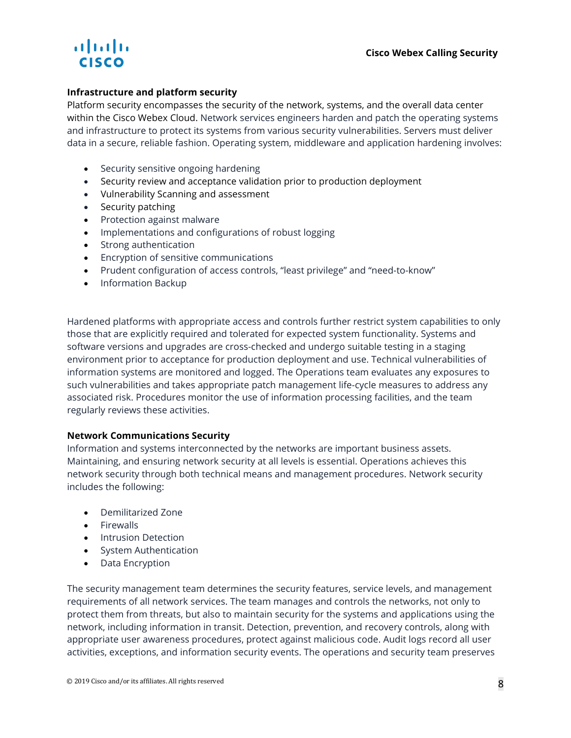### Infrastructure and platform security

Platform security encompasses the security of the network, systems, and the overall data center within the Cisco Webex Cloud. Network services engineers harden and patch the operating systems and infrastructure to protect its systems from various security vulnerabilities. Servers must deliver data in a secure, reliable fashion. Operating system, middleware and application hardening involves:

- Security sensitive ongoing hardening
- Security review and acceptance validation prior to production deployment
- Vulnerability Scanning and assessment
- Security patching
- Protection against malware
- Implementations and configurations of robust logging
- Strong authentication
- Encryption of sensitive communications
- Prudent configuration of access controls, "least privilege" and "need-to-know"
- Information Backup

Hardened platforms with appropriate access and controls further restrict system capabilities to only those that are explicitly required and tolerated for expected system functionality. Systems and software versions and upgrades are cross-checked and undergo suitable testing in a staging environment prior to acceptance for production deployment and use. Technical vulnerabilities of information systems are monitored and logged. The Operations team evaluates any exposures to such vulnerabilities and takes appropriate patch management life-cycle measures to address any associated risk. Procedures monitor the use of information processing facilities, and the team regularly reviews these activities.

### Network Communications Security

Information and systems interconnected by the networks are important business assets. Maintaining, and ensuring network security at all levels is essential. Operations achieves this network security through both technical means and management procedures. Network security includes the following:

- Demilitarized Zone
- Firewalls
- Intrusion Detection
- System Authentication
- Data Encryption

The security management team determines the security features, service levels, and management requirements of all network services. The team manages and controls the networks, not only to protect them from threats, but also to maintain security for the systems and applications using the network, including information in transit. Detection, prevention, and recovery controls, along with appropriate user awareness procedures, protect against malicious code. Audit logs record all user activities, exceptions, and information security events. The operations and security team preserves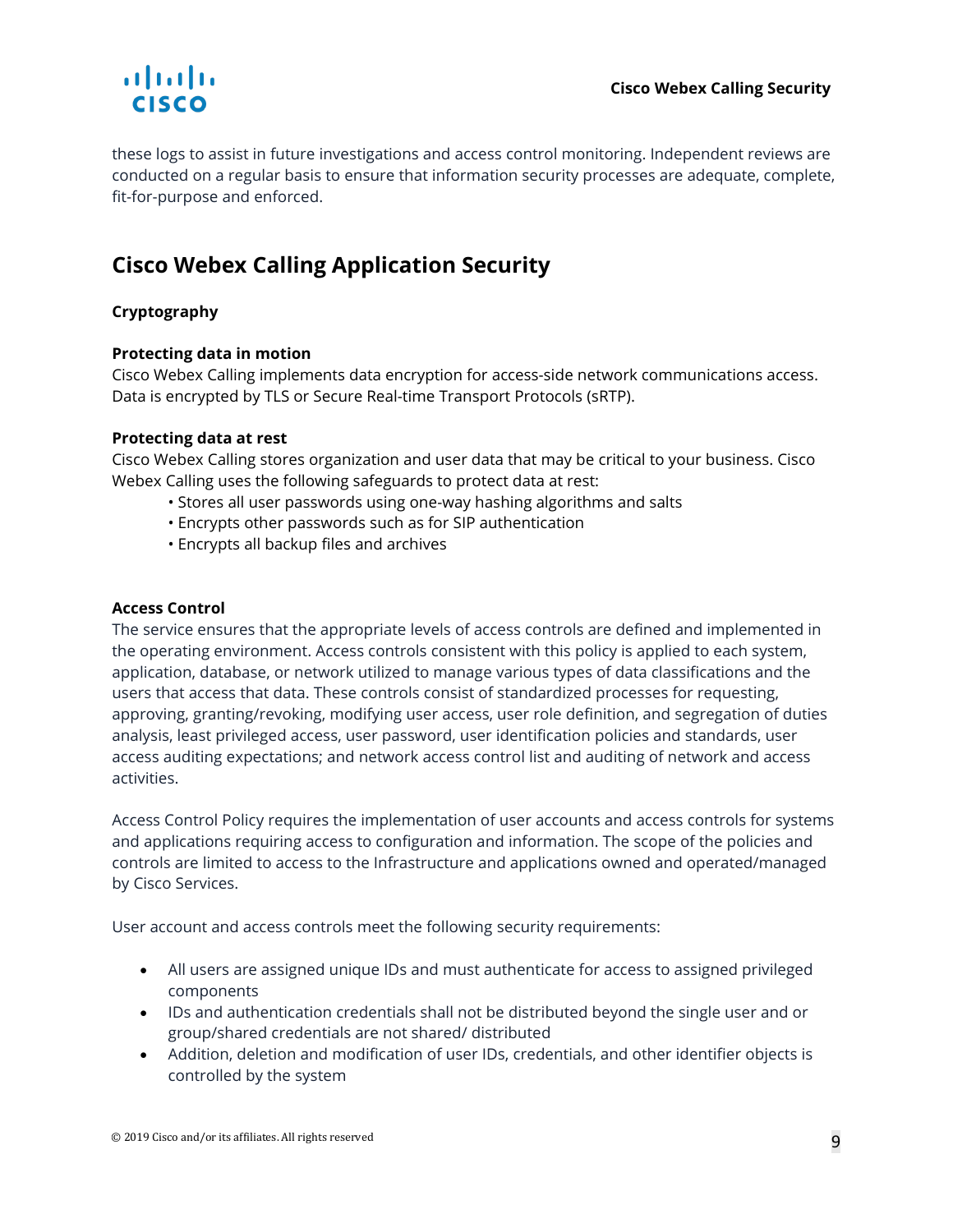these logs to assist in future investigations and access control monitoring. Independent reviews are conducted on a regular basis to ensure that information security processes are adequate, complete, fit-for-purpose and enforced.

## Cisco Webex Calling Application Security

### Cryptography

**Protecting data in motion**
Cisco Webex Calling implements data encryption for access-side network communications access. Data is encrypted by TLS or Secure Real-time Transport Protocols (sRTP).

**Protecting data at rest**
Cisco Webex Calling stores organization and user data that may be critical to your business. Cisco Webex Calling uses the following safeguards to protect data at rest:

- Stores all user passwords using one-way hashing algorithms and salts
- Encrypts other passwords such as for SIP authentication
- Encrypts all backup files and archives

### Access Control

The service ensures that the appropriate levels of access controls are defined and implemented in the operating environment. Access controls consistent with this policy is applied to each system, application, database, or network utilized to manage various types of data classifications and the users that access that data. These controls consist of standardized processes for requesting, approving, granting/revoking, modifying user access, user role definition, and segregation of duties analysis, least privileged access, user password, user identification policies and standards, user access auditing expectations; and network access control list and auditing of network and access activities.

Access Control Policy requires the implementation of user accounts and access controls for systems and applications requiring access to configuration and information. The scope of the policies and controls are limited to access to the Infrastructure and applications owned and operated/managed by Cisco Services.

User account and access controls meet the following security requirements:

- All users are assigned unique IDs and must authenticate for access to assigned privileged components
- IDs and authentication credentials shall not be distributed beyond the single user and or group/shared credentials are not shared/ distributed
- Addition, deletion and modification of user IDs, credentials, and other identifier objects is controlled by the system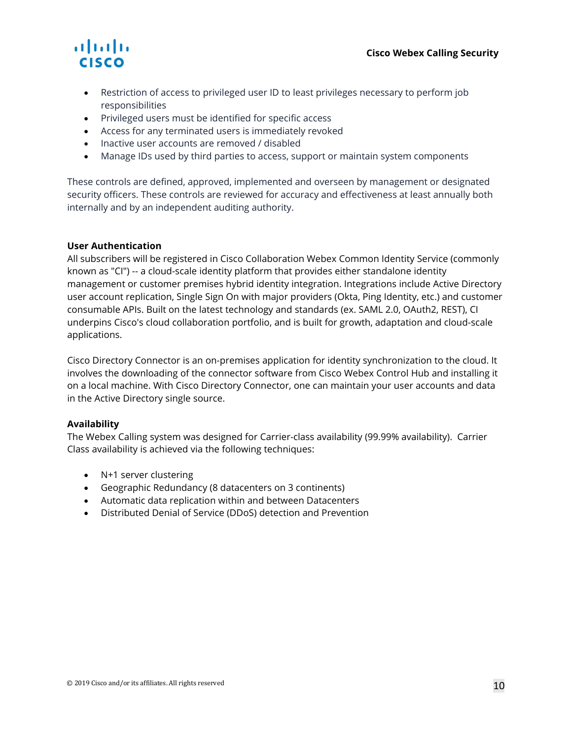- Restriction of access to privileged user ID to least privileges necessary to perform job responsibilities
- Privileged users must be identified for specific access
- Access for any terminated users is immediately revoked
- Inactive user accounts are removed / disabled
- Manage IDs used by third parties to access, support or maintain system components

These controls are defined, approved, implemented and overseen by management or designated security officers. These controls are reviewed for accuracy and effectiveness at least annually both internally and by an independent auditing authority.

**User Authentication**

All subscribers will be registered in Cisco Collaboration Webex Common Identity Service (commonly known as "CI") -- a cloud-scale identity platform that provides either standalone identity management or customer premises hybrid identity integration. Integrations include Active Directory user account replication, Single Sign On with major providers (Okta, Ping Identity, etc.) and customer consumable APIs. Built on the latest technology and standards (ex. SAML 2.0, OAuth2, REST), CI underpins Cisco's cloud collaboration portfolio, and is built for growth, adaptation and cloud-scale applications.

Cisco Directory Connector is an on-premises application for identity synchronization to the cloud. It involves the downloading of the connector software from Cisco Webex Control Hub and installing it on a local machine. With Cisco Directory Connector, one can maintain your user accounts and data in the Active Directory single source.

**Availability**

The Webex Calling system was designed for Carrier-class availability (99.99% availability). Carrier Class availability is achieved via the following techniques:

- N+1 server clustering
- Geographic Redundancy (8 datacenters on 3 continents)
- Automatic data replication within and between Datacenters
- Distributed Denial of Service (DDoS) detection and Prevention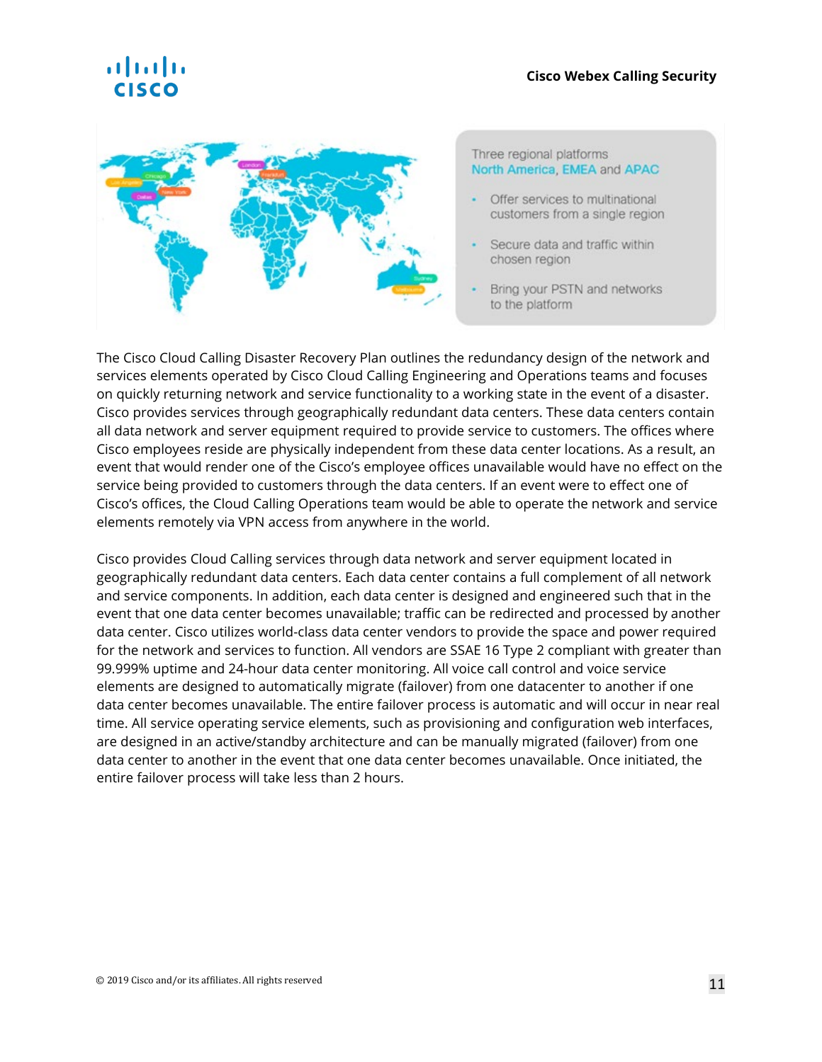Three regional platforms
North America, EMEA and APAC

- Offer services to multinational customers from a single region
- Secure data and traffic within chosen region
- Bring your PSTN and networks to the platform

The Cisco Cloud Calling Disaster Recovery Plan outlines the redundancy design of the network and services elements operated by Cisco Cloud Calling Engineering and Operations teams and focuses on quickly returning network and service functionality to a working state in the event of a disaster. Cisco provides services through geographically redundant data centers. These data centers contain all data network and server equipment required to provide service to customers. The offices where Cisco employees reside are physically independent from these data center locations. As a result, an event that would render one of the Cisco's employee offices unavailable would have no effect on the service being provided to customers through the data centers. If an event were to effect one of Cisco's offices, the Cloud Calling Operations team would be able to operate the network and service elements remotely via VPN access from anywhere in the world.

Cisco provides Cloud Calling services through data network and server equipment located in geographically redundant data centers. Each data center contains a full complement of all network and service components. In addition, each data center is designed and engineered such that in the event that one data center becomes unavailable; traffic can be redirected and processed by another data center. Cisco utilizes world-class data center vendors to provide the space and power required for the network and services to function. All vendors are SSAE 16 Type 2 compliant with greater than 99.999% uptime and 24-hour data center monitoring. All voice call control and voice service elements are designed to automatically migrate (failover) from one datacenter to another if one data center becomes unavailable. The entire failover process is automatic and will occur in near real time. All service operating service elements, such as provisioning and configuration web interfaces, are designed in an active/standby architecture and can be manually migrated (failover) from one data center to another in the event that one data center becomes unavailable. Once initiated, the entire failover process will take less than 2 hours.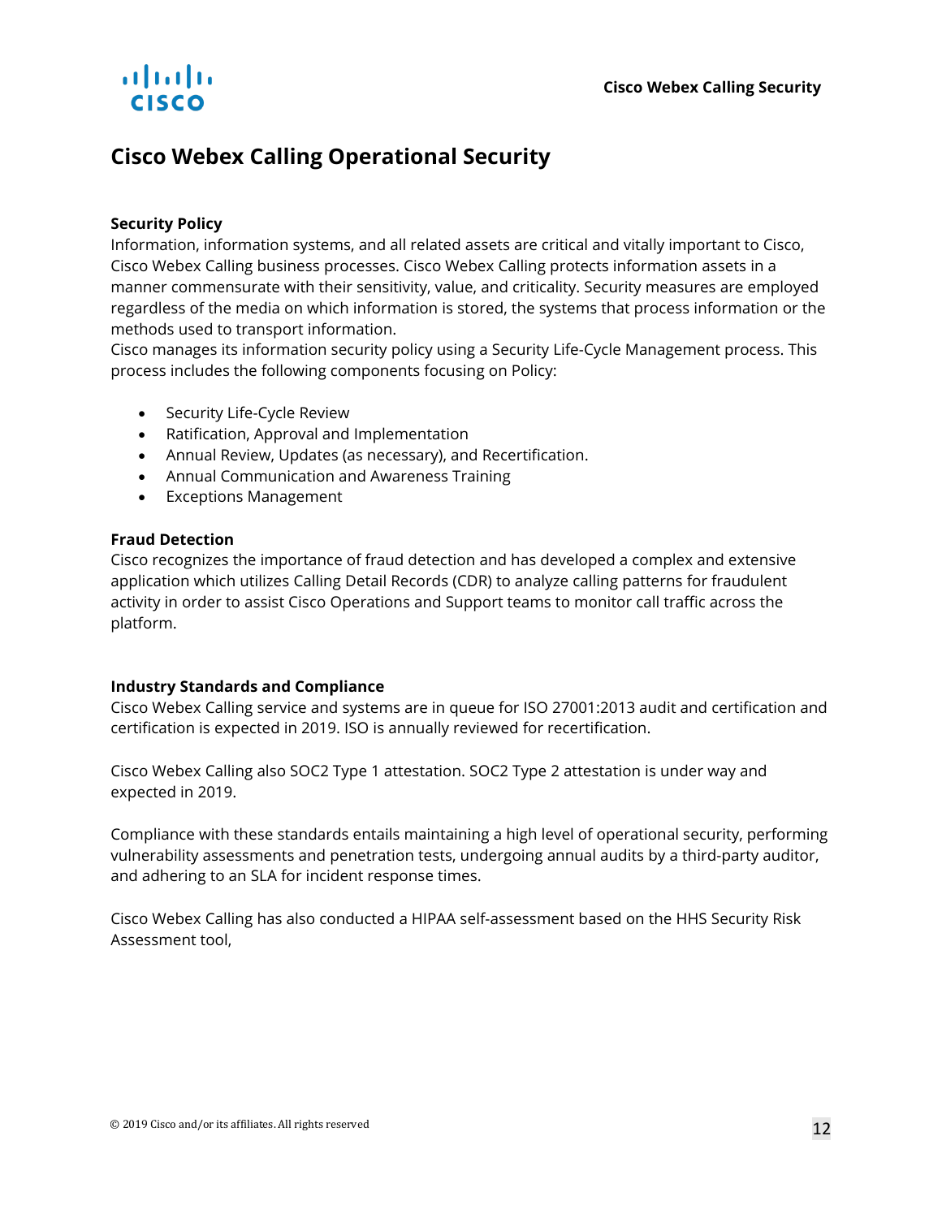# Cisco Webex Calling Operational Security

### Security Policy

Information, information systems, and all related assets are critical and vitally important to Cisco, Cisco Webex Calling business processes. Cisco Webex Calling protects information assets in a manner commensurate with their sensitivity, value, and criticality. Security measures are employed regardless of the media on which information is stored, the systems that process information or the methods used to transport information.
Cisco manages its information security policy using a Security Life-Cycle Management process. This process includes the following components focusing on Policy:

- Security Life-Cycle Review
- Ratification, Approval and Implementation
- Annual Review, Updates (as necessary), and Recertification.
- Annual Communication and Awareness Training
- Exceptions Management

### Fraud Detection

Cisco recognizes the importance of fraud detection and has developed a complex and extensive application which utilizes Calling Detail Records (CDR) to analyze calling patterns for fraudulent activity in order to assist Cisco Operations and Support teams to monitor call traffic across the platform.

### Industry Standards and Compliance

Cisco Webex Calling service and systems are in queue for ISO 27001:2013 audit and certification and certification is expected in 2019. ISO is annually reviewed for recertification.

Cisco Webex Calling also SOC2 Type 1 attestation. SOC2 Type 2 attestation is under way and expected in 2019.

Compliance with these standards entails maintaining a high level of operational security, performing vulnerability assessments and penetration tests, undergoing annual audits by a third-party auditor, and adhering to an SLA for incident response times.

Cisco Webex Calling has also conducted a HIPAA self-assessment based on the HHS Security Risk Assessment tool,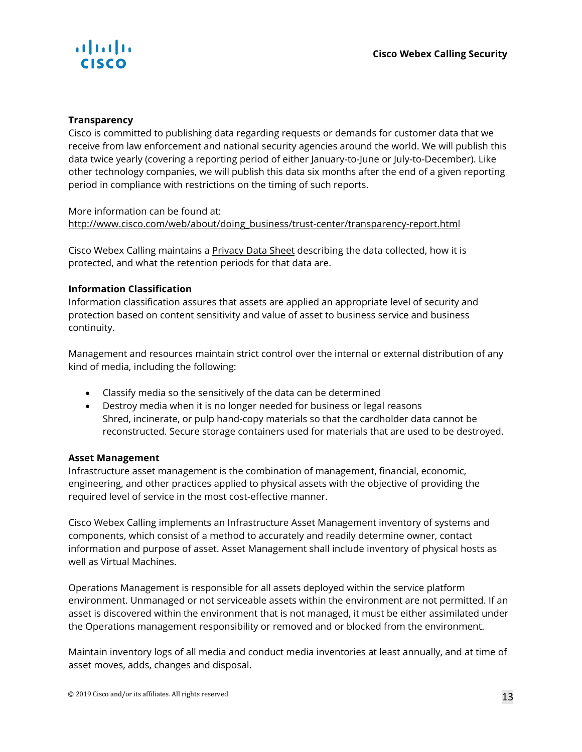**Transparency**

Cisco is committed to publishing data regarding requests or demands for customer data that we receive from law enforcement and national security agencies around the world. We will publish this data twice yearly (covering a reporting period of either January-to-June or July-to-December). Like other technology companies, we will publish this data six months after the end of a given reporting period in compliance with restrictions on the timing of such reports.

More information can be found at:
http://www.cisco.com/web/about/doing_business/trust-center/transparency-report.html

Cisco Webex Calling maintains a Privacy Data Sheet describing the data collected, how it is protected, and what the retention periods for that data are.

**Information Classification**

Information classification assures that assets are applied an appropriate level of security and protection based on content sensitivity and value of asset to business service and business continuity.

Management and resources maintain strict control over the internal or external distribution of any kind of media, including the following:

- Classify media so the sensitively of the data can be determined
- Destroy media when it is no longer needed for business or legal reasons
  Shred, incinerate, or pulp hand-copy materials so that the cardholder data cannot be reconstructed. Secure storage containers used for materials that are used to be destroyed.

**Asset Management**

Infrastructure asset management is the combination of management, financial, economic, engineering, and other practices applied to physical assets with the objective of providing the required level of service in the most cost-effective manner.

Cisco Webex Calling implements an Infrastructure Asset Management inventory of systems and components, which consist of a method to accurately and readily determine owner, contact information and purpose of asset. Asset Management shall include inventory of physical hosts as well as Virtual Machines.

Operations Management is responsible for all assets deployed within the service platform environment. Unmanaged or not serviceable assets within the environment are not permitted. If an asset is discovered within the environment that is not managed, it must be either assimilated under the Operations management responsibility or removed and or blocked from the environment.

Maintain inventory logs of all media and conduct media inventories at least annually, and at time of asset moves, adds, changes and disposal.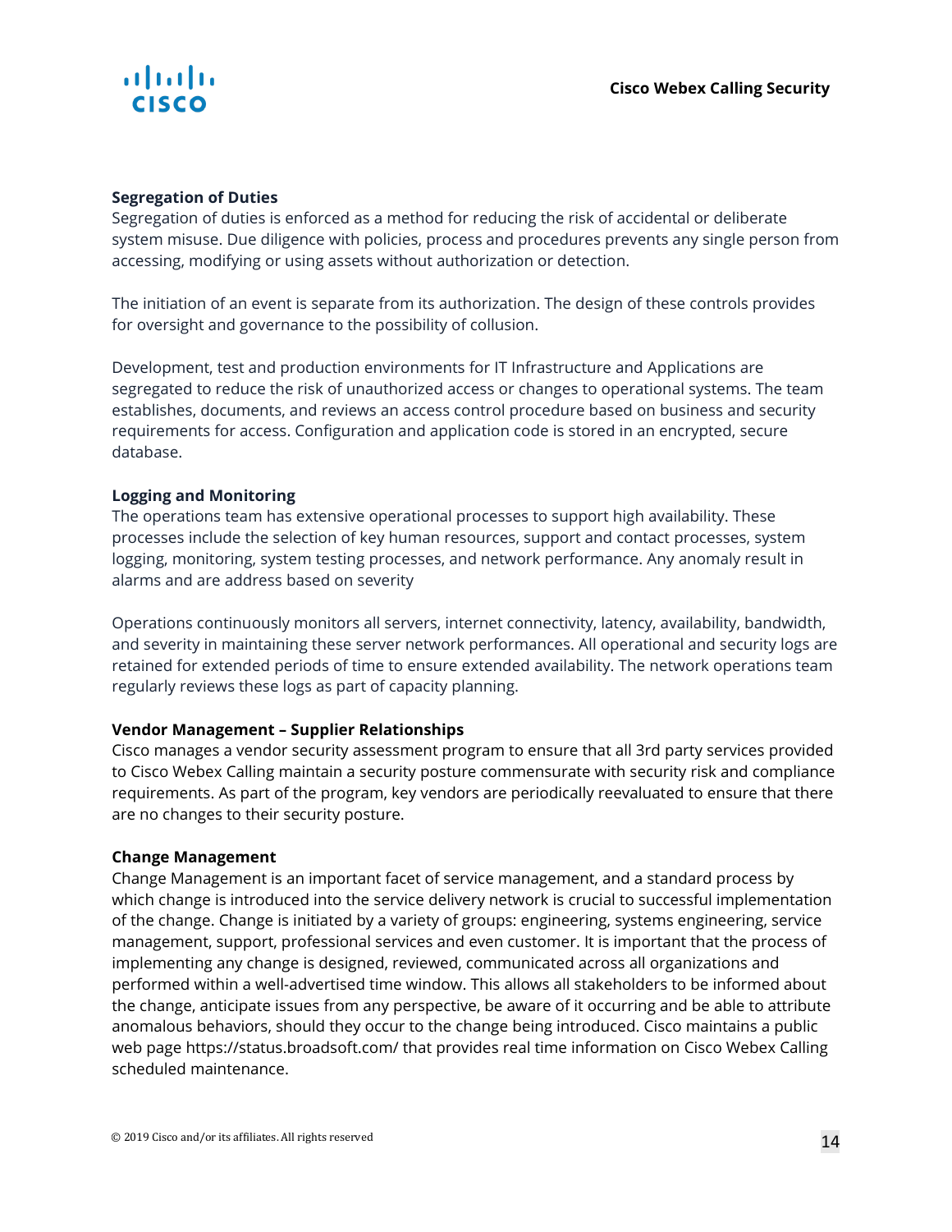**Segregation of Duties**

Segregation of duties is enforced as a method for reducing the risk of accidental or deliberate system misuse. Due diligence with policies, process and procedures prevents any single person from accessing, modifying or using assets without authorization or detection.

The initiation of an event is separate from its authorization. The design of these controls provides for oversight and governance to the possibility of collusion.

Development, test and production environments for IT Infrastructure and Applications are segregated to reduce the risk of unauthorized access or changes to operational systems. The team establishes, documents, and reviews an access control procedure based on business and security requirements for access. Configuration and application code is stored in an encrypted, secure database.

**Logging and Monitoring**

The operations team has extensive operational processes to support high availability. These processes include the selection of key human resources, support and contact processes, system logging, monitoring, system testing processes, and network performance. Any anomaly result in alarms and are address based on severity

Operations continuously monitors all servers, internet connectivity, latency, availability, bandwidth, and severity in maintaining these server network performances. All operational and security logs are retained for extended periods of time to ensure extended availability. The network operations team regularly reviews these logs as part of capacity planning.

**Vendor Management – Supplier Relationships**

Cisco manages a vendor security assessment program to ensure that all 3rd party services provided to Cisco Webex Calling maintain a security posture commensurate with security risk and compliance requirements. As part of the program, key vendors are periodically reevaluated to ensure that there are no changes to their security posture.

**Change Management**

Change Management is an important facet of service management, and a standard process by which change is introduced into the service delivery network is crucial to successful implementation of the change. Change is initiated by a variety of groups: engineering, systems engineering, service management, support, professional services and even customer. It is important that the process of implementing any change is designed, reviewed, communicated across all organizations and performed within a well-advertised time window. This allows all stakeholders to be informed about the change, anticipate issues from any perspective, be aware of it occurring and be able to attribute anomalous behaviors, should they occur to the change being introduced. Cisco maintains a public web page https://status.broadsoft.com/ that provides real time information on Cisco Webex Calling scheduled maintenance.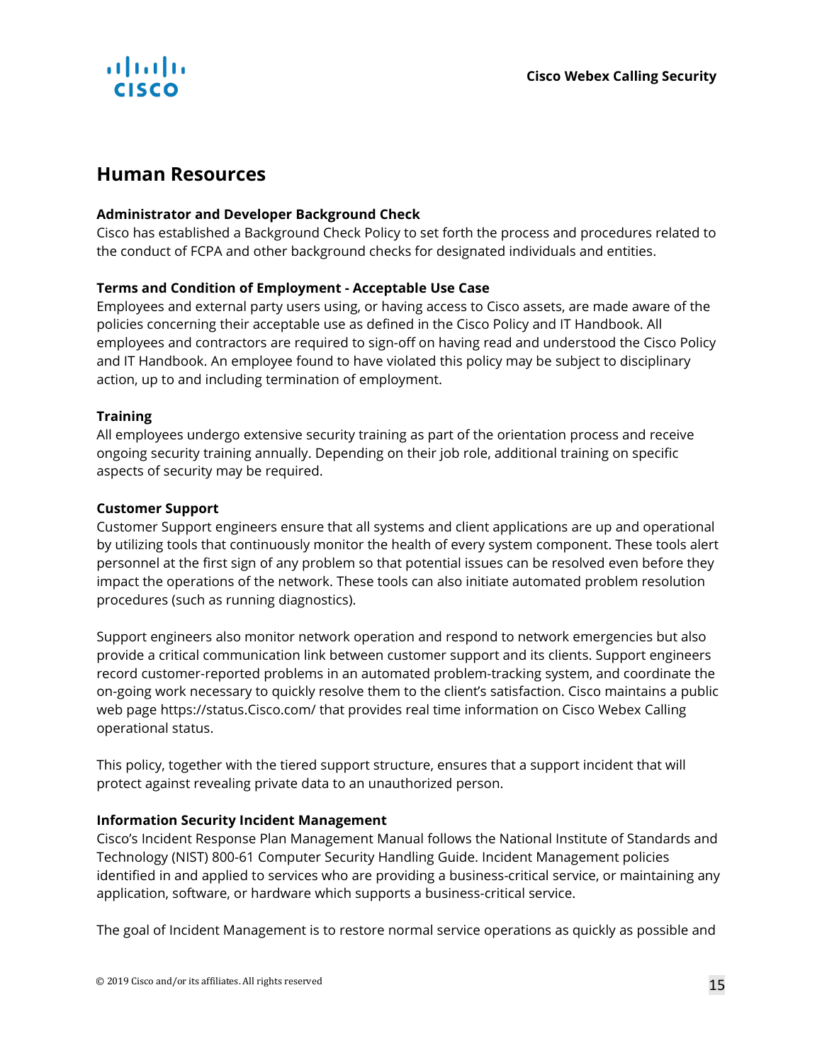## Human Resources

**Administrator and Developer Background Check**

Cisco has established a Background Check Policy to set forth the process and procedures related to the conduct of FCPA and other background checks for designated individuals and entities.

**Terms and Condition of Employment - Acceptable Use Case**

Employees and external party users using, or having access to Cisco assets, are made aware of the policies concerning their acceptable use as defined in the Cisco Policy and IT Handbook. All employees and contractors are required to sign-off on having read and understood the Cisco Policy and IT Handbook. An employee found to have violated this policy may be subject to disciplinary action, up to and including termination of employment.

**Training**

All employees undergo extensive security training as part of the orientation process and receive ongoing security training annually. Depending on their job role, additional training on specific aspects of security may be required.

**Customer Support**

Customer Support engineers ensure that all systems and client applications are up and operational by utilizing tools that continuously monitor the health of every system component. These tools alert personnel at the first sign of any problem so that potential issues can be resolved even before they impact the operations of the network. These tools can also initiate automated problem resolution procedures (such as running diagnostics).

Support engineers also monitor network operation and respond to network emergencies but also provide a critical communication link between customer support and its clients. Support engineers record customer-reported problems in an automated problem-tracking system, and coordinate the on-going work necessary to quickly resolve them to the client's satisfaction. Cisco maintains a public web page https://status.Cisco.com/ that provides real time information on Cisco Webex Calling operational status.

This policy, together with the tiered support structure, ensures that a support incident that will protect against revealing private data to an unauthorized person.

**Information Security Incident Management**

Cisco's Incident Response Plan Management Manual follows the National Institute of Standards and Technology (NIST) 800-61 Computer Security Handling Guide. Incident Management policies identified in and applied to services who are providing a business-critical service, or maintaining any application, software, or hardware which supports a business-critical service.

The goal of Incident Management is to restore normal service operations as quickly as possible and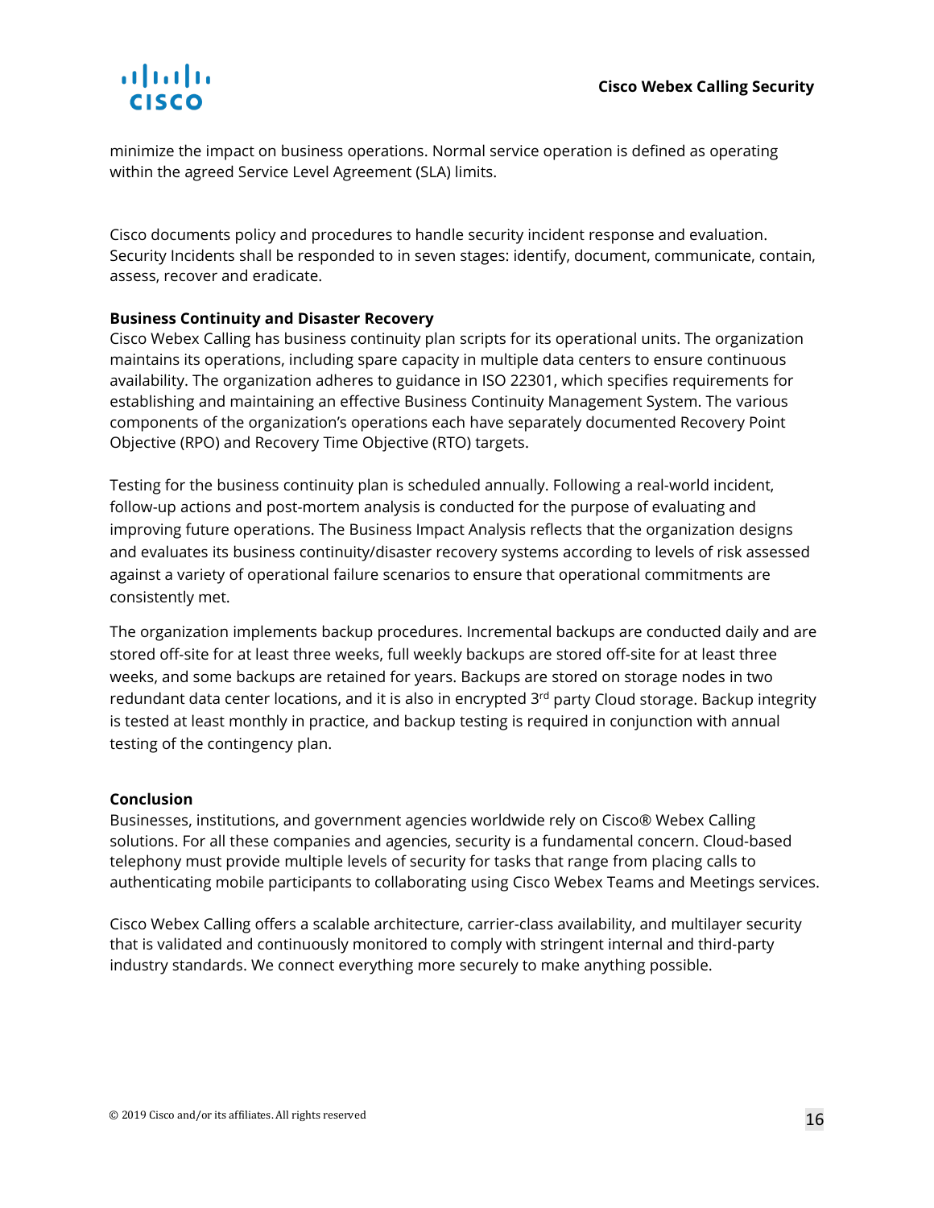minimize the impact on business operations. Normal service operation is defined as operating within the agreed Service Level Agreement (SLA) limits.

Cisco documents policy and procedures to handle security incident response and evaluation. Security Incidents shall be responded to in seven stages: identify, document, communicate, contain, assess, recover and eradicate.

**Business Continuity and Disaster Recovery**

Cisco Webex Calling has business continuity plan scripts for its operational units. The organization maintains its operations, including spare capacity in multiple data centers to ensure continuous availability. The organization adheres to guidance in ISO 22301, which specifies requirements for establishing and maintaining an effective Business Continuity Management System. The various components of the organization's operations each have separately documented Recovery Point Objective (RPO) and Recovery Time Objective (RTO) targets.

Testing for the business continuity plan is scheduled annually. Following a real-world incident, follow-up actions and post-mortem analysis is conducted for the purpose of evaluating and improving future operations. The Business Impact Analysis reflects that the organization designs and evaluates its business continuity/disaster recovery systems according to levels of risk assessed against a variety of operational failure scenarios to ensure that operational commitments are consistently met.

The organization implements backup procedures. Incremental backups are conducted daily and are stored off-site for at least three weeks, full weekly backups are stored off-site for at least three weeks, and some backups are retained for years. Backups are stored on storage nodes in two redundant data center locations, and it is also in encrypted 3rd party Cloud storage. Backup integrity is tested at least monthly in practice, and backup testing is required in conjunction with annual testing of the contingency plan.

**Conclusion**

Businesses, institutions, and government agencies worldwide rely on Cisco® Webex Calling solutions. For all these companies and agencies, security is a fundamental concern. Cloud-based telephony must provide multiple levels of security for tasks that range from placing calls to authenticating mobile participants to collaborating using Cisco Webex Teams and Meetings services.

Cisco Webex Calling offers a scalable architecture, carrier-class availability, and multilayer security that is validated and continuously monitored to comply with stringent internal and third-party industry standards. We connect everything more securely to make anything possible.

© 2019 Cisco and/or its affiliates. All rights reserved